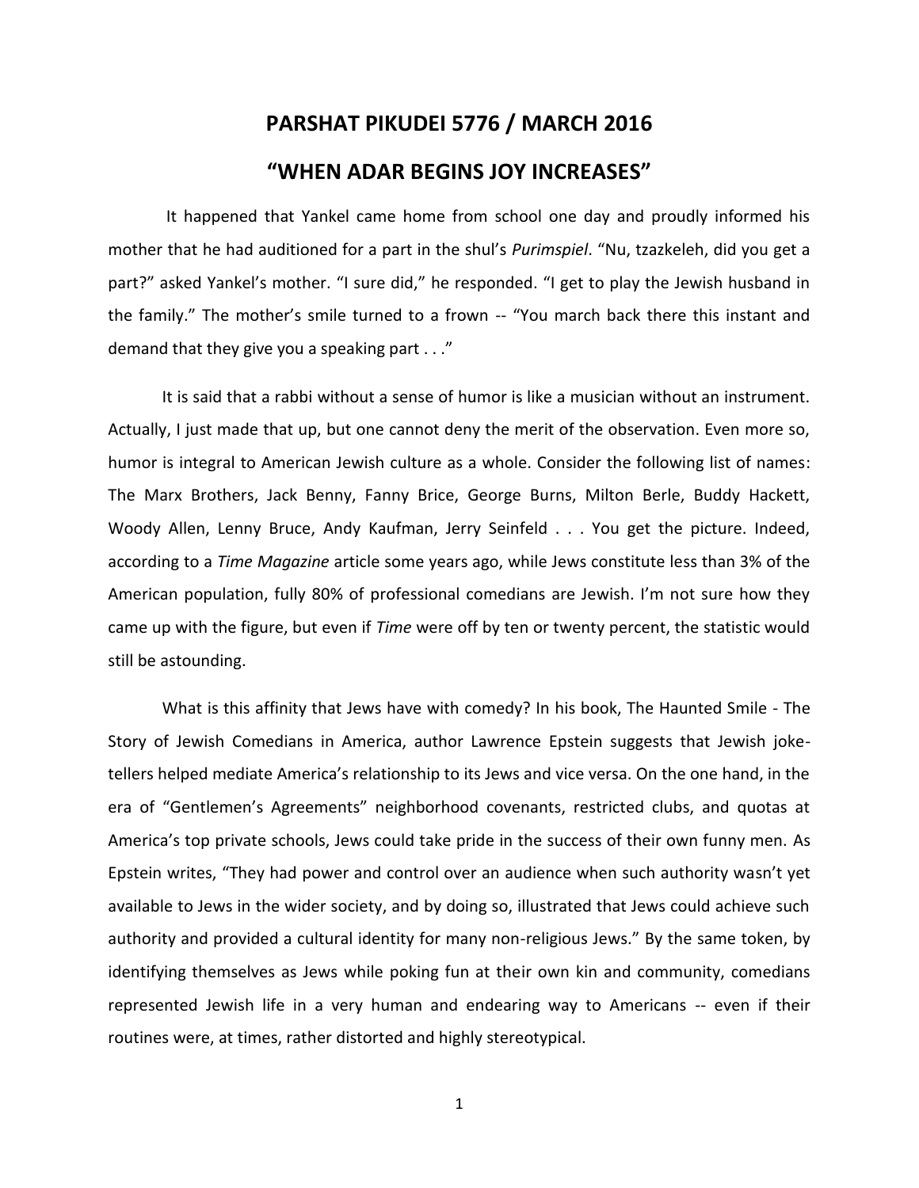# PARSHAT PIKUDEI 5776 / MARCH 2016

## "WHEN ADAR BEGINS JOY INCREASES"

It happened that Yankel came home from school one day and proudly informed his mother that he had auditioned for a part in the shul's *Purimspiel*. "Nu, tzazkeleh, did you get a part?" asked Yankel's mother. "I sure did," he responded. "I get to play the Jewish husband in the family." The mother's smile turned to a frown -- "You march back there this instant and demand that they give you a speaking part . . ."

It is said that a rabbi without a sense of humor is like a musician without an instrument. Actually, I just made that up, but one cannot deny the merit of the observation. Even more so, humor is integral to American Jewish culture as a whole. Consider the following list of names: The Marx Brothers, Jack Benny, Fanny Brice, George Burns, Milton Berle, Buddy Hackett, Woody Allen, Lenny Bruce, Andy Kaufman, Jerry Seinfeld . . . You get the picture. Indeed, according to a *Time Magazine* article some years ago, while Jews constitute less than 3% of the American population, fully 80% of professional comedians are Jewish. I'm not sure how they came up with the figure, but even if *Time* were off by ten or twenty percent, the statistic would still be astounding.

What is this affinity that Jews have with comedy? In his book, The Haunted Smile - The Story of Jewish Comedians in America, author Lawrence Epstein suggests that Jewish joke-tellers helped mediate America's relationship to its Jews and vice versa. On the one hand, in the era of "Gentlemen's Agreements" neighborhood covenants, restricted clubs, and quotas at America's top private schools, Jews could take pride in the success of their own funny men. As Epstein writes, "They had power and control over an audience when such authority wasn't yet available to Jews in the wider society, and by doing so, illustrated that Jews could achieve such authority and provided a cultural identity for many non-religious Jews." By the same token, by identifying themselves as Jews while poking fun at their own kin and community, comedians represented Jewish life in a very human and endearing way to Americans -- even if their routines were, at times, rather distorted and highly stereotypical.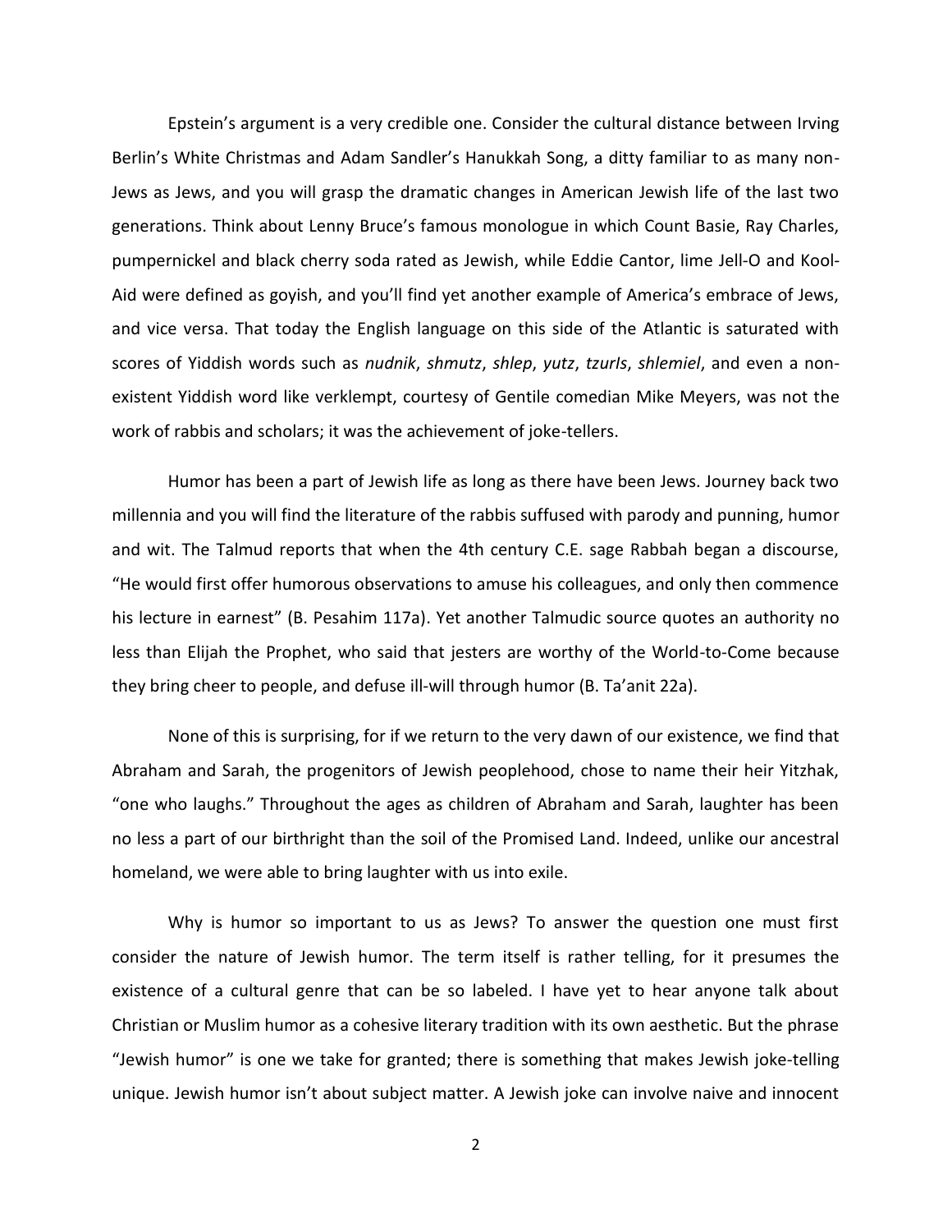Epstein's argument is a very credible one. Consider the cultural distance between Irving Berlin's White Christmas and Adam Sandler's Hanukkah Song, a ditty familiar to as many non-Jews as Jews, and you will grasp the dramatic changes in American Jewish life of the last two generations. Think about Lenny Bruce's famous monologue in which Count Basie, Ray Charles, pumpernickel and black cherry soda rated as Jewish, while Eddie Cantor, lime Jell-O and Kool-Aid were defined as goyish, and you'll find yet another example of America's embrace of Jews, and vice versa. That today the English language on this side of the Atlantic is saturated with scores of Yiddish words such as *nudnik*, *shmutz*, *shlep*, *yutz*, *tzurls*, *shlemiel*, and even a non-existent Yiddish word like verklempt, courtesy of Gentile comedian Mike Meyers, was not the work of rabbis and scholars; it was the achievement of joke-tellers.

Humor has been a part of Jewish life as long as there have been Jews. Journey back two millennia and you will find the literature of the rabbis suffused with parody and punning, humor and wit. The Talmud reports that when the 4th century C.E. sage Rabbah began a discourse, "He would first offer humorous observations to amuse his colleagues, and only then commence his lecture in earnest" (B. Pesahim 117a). Yet another Talmudic source quotes an authority no less than Elijah the Prophet, who said that jesters are worthy of the World-to-Come because they bring cheer to people, and defuse ill-will through humor (B. Ta'anit 22a).

None of this is surprising, for if we return to the very dawn of our existence, we find that Abraham and Sarah, the progenitors of Jewish peoplehood, chose to name their heir Yitzhak, "one who laughs." Throughout the ages as children of Abraham and Sarah, laughter has been no less a part of our birthright than the soil of the Promised Land. Indeed, unlike our ancestral homeland, we were able to bring laughter with us into exile.

Why is humor so important to us as Jews? To answer the question one must first consider the nature of Jewish humor. The term itself is rather telling, for it presumes the existence of a cultural genre that can be so labeled. I have yet to hear anyone talk about Christian or Muslim humor as a cohesive literary tradition with its own aesthetic. But the phrase "Jewish humor" is one we take for granted; there is something that makes Jewish joke-telling unique. Jewish humor isn't about subject matter. A Jewish joke can involve naive and innocent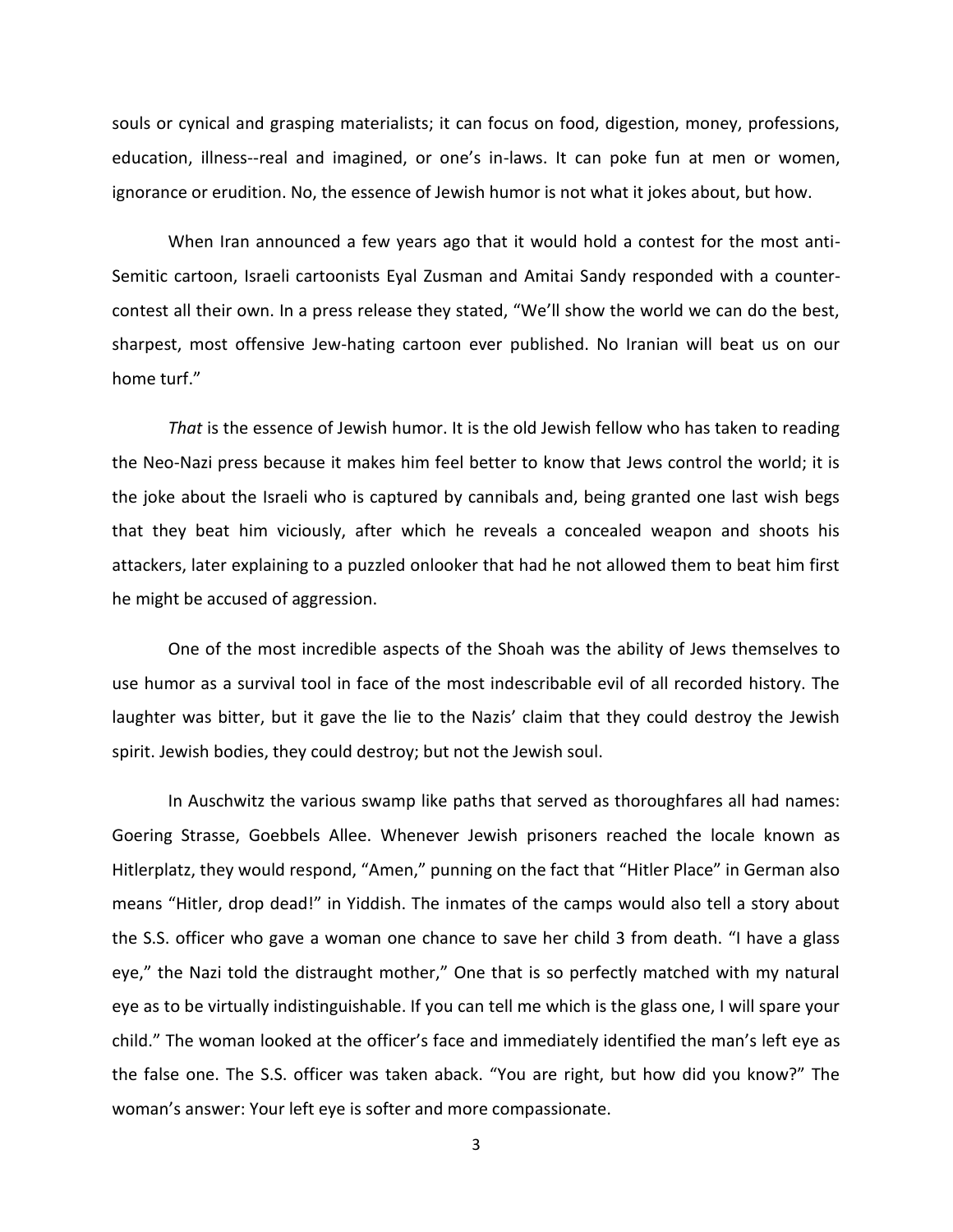souls or cynical and grasping materialists; it can focus on food, digestion, money, professions, education, illness--real and imagined, or one's in-laws. It can poke fun at men or women, ignorance or erudition. No, the essence of Jewish humor is not what it jokes about, but how.

When Iran announced a few years ago that it would hold a contest for the most anti-Semitic cartoon, Israeli cartoonists Eyal Zusman and Amitai Sandy responded with a counter-contest all their own. In a press release they stated, "We'll show the world we can do the best, sharpest, most offensive Jew-hating cartoon ever published. No Iranian will beat us on our home turf."

*That* is the essence of Jewish humor. It is the old Jewish fellow who has taken to reading the Neo-Nazi press because it makes him feel better to know that Jews control the world; it is the joke about the Israeli who is captured by cannibals and, being granted one last wish begs that they beat him viciously, after which he reveals a concealed weapon and shoots his attackers, later explaining to a puzzled onlooker that had he not allowed them to beat him first he might be accused of aggression.

One of the most incredible aspects of the Shoah was the ability of Jews themselves to use humor as a survival tool in face of the most indescribable evil of all recorded history. The laughter was bitter, but it gave the lie to the Nazis' claim that they could destroy the Jewish spirit. Jewish bodies, they could destroy; but not the Jewish soul.

In Auschwitz the various swamp like paths that served as thoroughfares all had names: Goering Strasse, Goebbels Allee. Whenever Jewish prisoners reached the locale known as Hitlerplatz, they would respond, "Amen," punning on the fact that "Hitler Place" in German also means "Hitler, drop dead!" in Yiddish. The inmates of the camps would also tell a story about the S.S. officer who gave a woman one chance to save her child 3 from death. "I have a glass eye," the Nazi told the distraught mother," One that is so perfectly matched with my natural eye as to be virtually indistinguishable. If you can tell me which is the glass one, I will spare your child." The woman looked at the officer's face and immediately identified the man's left eye as the false one. The S.S. officer was taken aback. "You are right, but how did you know?" The woman's answer: Your left eye is softer and more compassionate.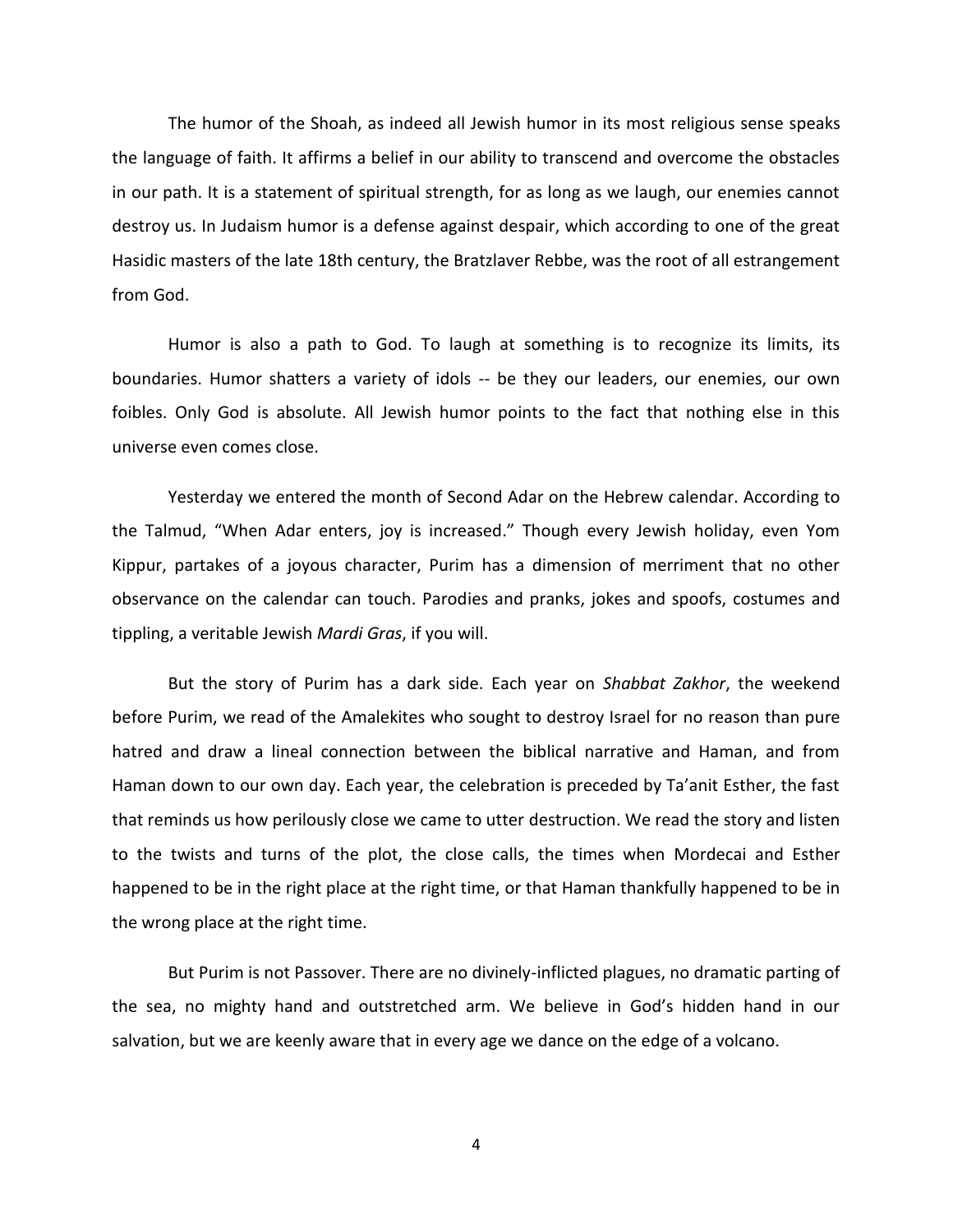The humor of the Shoah, as indeed all Jewish humor in its most religious sense speaks the language of faith. It affirms a belief in our ability to transcend and overcome the obstacles in our path. It is a statement of spiritual strength, for as long as we laugh, our enemies cannot destroy us. In Judaism humor is a defense against despair, which according to one of the great Hasidic masters of the late 18th century, the Bratzlaver Rebbe, was the root of all estrangement from God.

Humor is also a path to God. To laugh at something is to recognize its limits, its boundaries. Humor shatters a variety of idols -- be they our leaders, our enemies, our own foibles. Only God is absolute. All Jewish humor points to the fact that nothing else in this universe even comes close.

Yesterday we entered the month of Second Adar on the Hebrew calendar. According to the Talmud, "When Adar enters, joy is increased." Though every Jewish holiday, even Yom Kippur, partakes of a joyous character, Purim has a dimension of merriment that no other observance on the calendar can touch. Parodies and pranks, jokes and spoofs, costumes and tippling, a veritable Jewish *Mardi Gras*, if you will.

But the story of Purim has a dark side. Each year on *Shabbat Zakhor*, the weekend before Purim, we read of the Amalekites who sought to destroy Israel for no reason than pure hatred and draw a lineal connection between the biblical narrative and Haman, and from Haman down to our own day. Each year, the celebration is preceded by Ta'anit Esther, the fast that reminds us how perilously close we came to utter destruction. We read the story and listen to the twists and turns of the plot, the close calls, the times when Mordecai and Esther happened to be in the right place at the right time, or that Haman thankfully happened to be in the wrong place at the right time.

But Purim is not Passover. There are no divinely-inflicted plagues, no dramatic parting of the sea, no mighty hand and outstretched arm. We believe in God's hidden hand in our salvation, but we are keenly aware that in every age we dance on the edge of a volcano.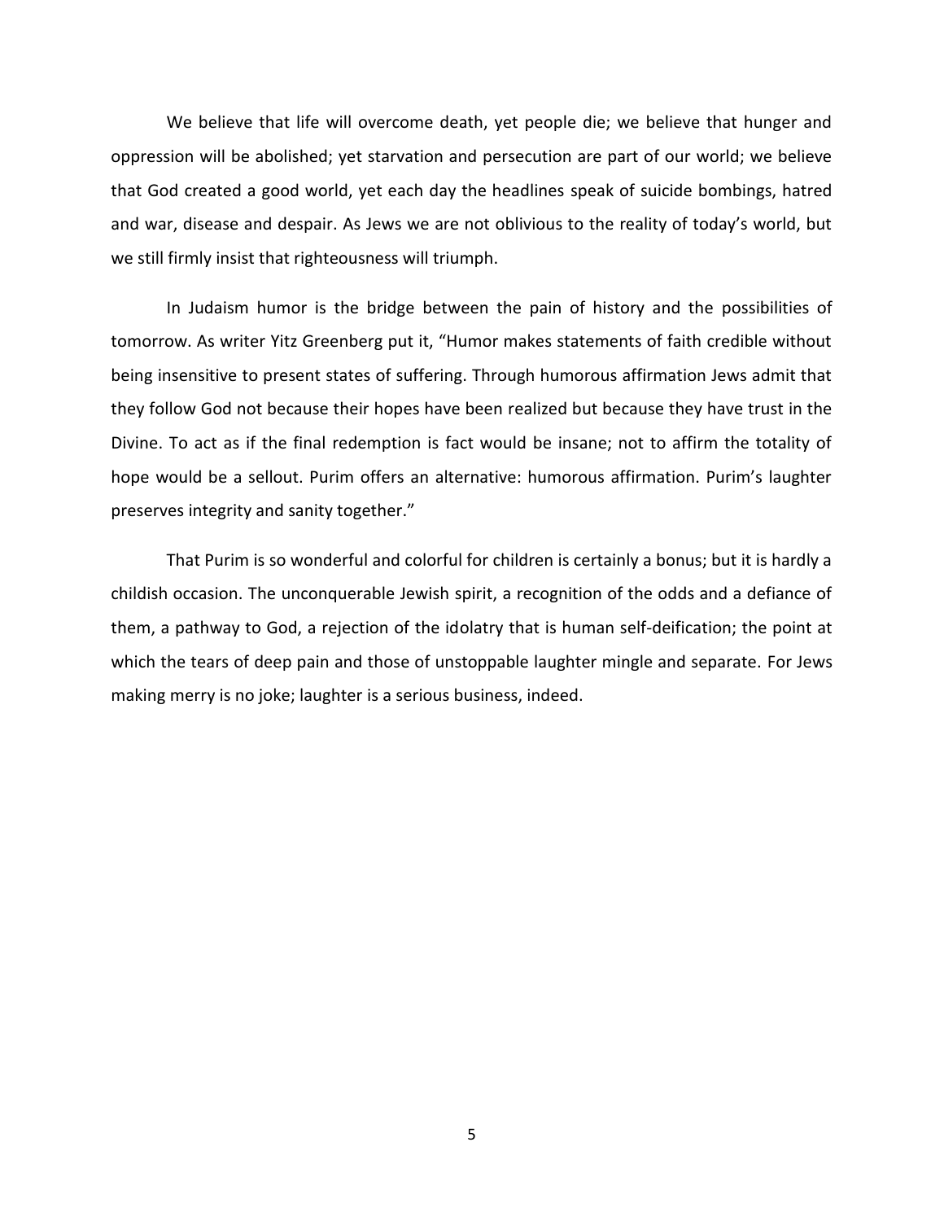We believe that life will overcome death, yet people die; we believe that hunger and oppression will be abolished; yet starvation and persecution are part of our world; we believe that God created a good world, yet each day the headlines speak of suicide bombings, hatred and war, disease and despair. As Jews we are not oblivious to the reality of today's world, but we still firmly insist that righteousness will triumph.

In Judaism humor is the bridge between the pain of history and the possibilities of tomorrow. As writer Yitz Greenberg put it, "Humor makes statements of faith credible without being insensitive to present states of suffering. Through humorous affirmation Jews admit that they follow God not because their hopes have been realized but because they have trust in the Divine. To act as if the final redemption is fact would be insane; not to affirm the totality of hope would be a sellout. Purim offers an alternative: humorous affirmation. Purim's laughter preserves integrity and sanity together."

That Purim is so wonderful and colorful for children is certainly a bonus; but it is hardly a childish occasion. The unconquerable Jewish spirit, a recognition of the odds and a defiance of them, a pathway to God, a rejection of the idolatry that is human self-deification; the point at which the tears of deep pain and those of unstoppable laughter mingle and separate. For Jews making merry is no joke; laughter is a serious business, indeed.